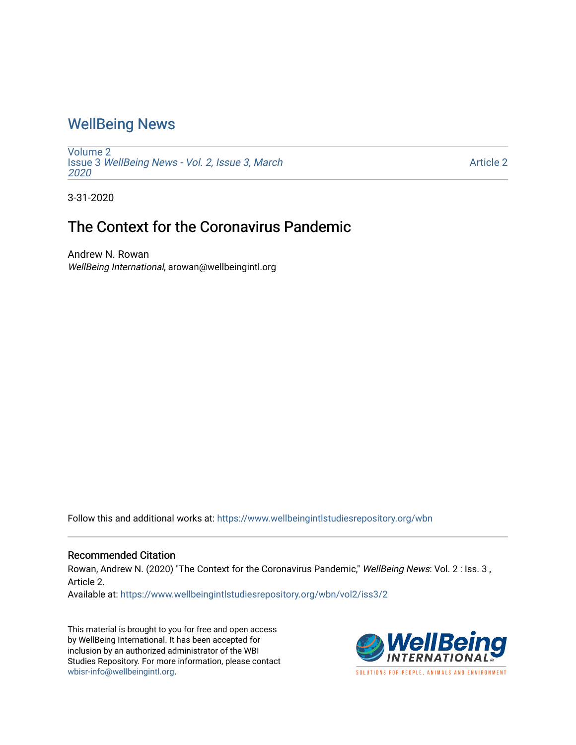# WellBeing News

Volume 2
Issue 3 *WellBeing News - Vol. 2, Issue 3, March 2020*

Article 2

3-31-2020

## The Context for the Coronavirus Pandemic

Andrew N. Rowan
*WellBeing International*, arowan@wellbeingintl.org

Follow this and additional works at: https://www.wellbeingintlstudiesrepository.org/wbn

### Recommended Citation

Rowan, Andrew N. (2020) "The Context for the Coronavirus Pandemic," *WellBeing News*: Vol. 2 : Iss. 3 , Article 2.
Available at: https://www.wellbeingintlstudiesrepository.org/wbn/vol2/iss3/2

This material is brought to you for free and open access by WellBeing International. It has been accepted for inclusion by an authorized administrator of the WBI Studies Repository. For more information, please contact wbisr-info@wellbeingintl.org.

WellBeing INTERNATIONAL
SOLUTIONS FOR PEOPLE, ANIMALS AND ENVIRONMENT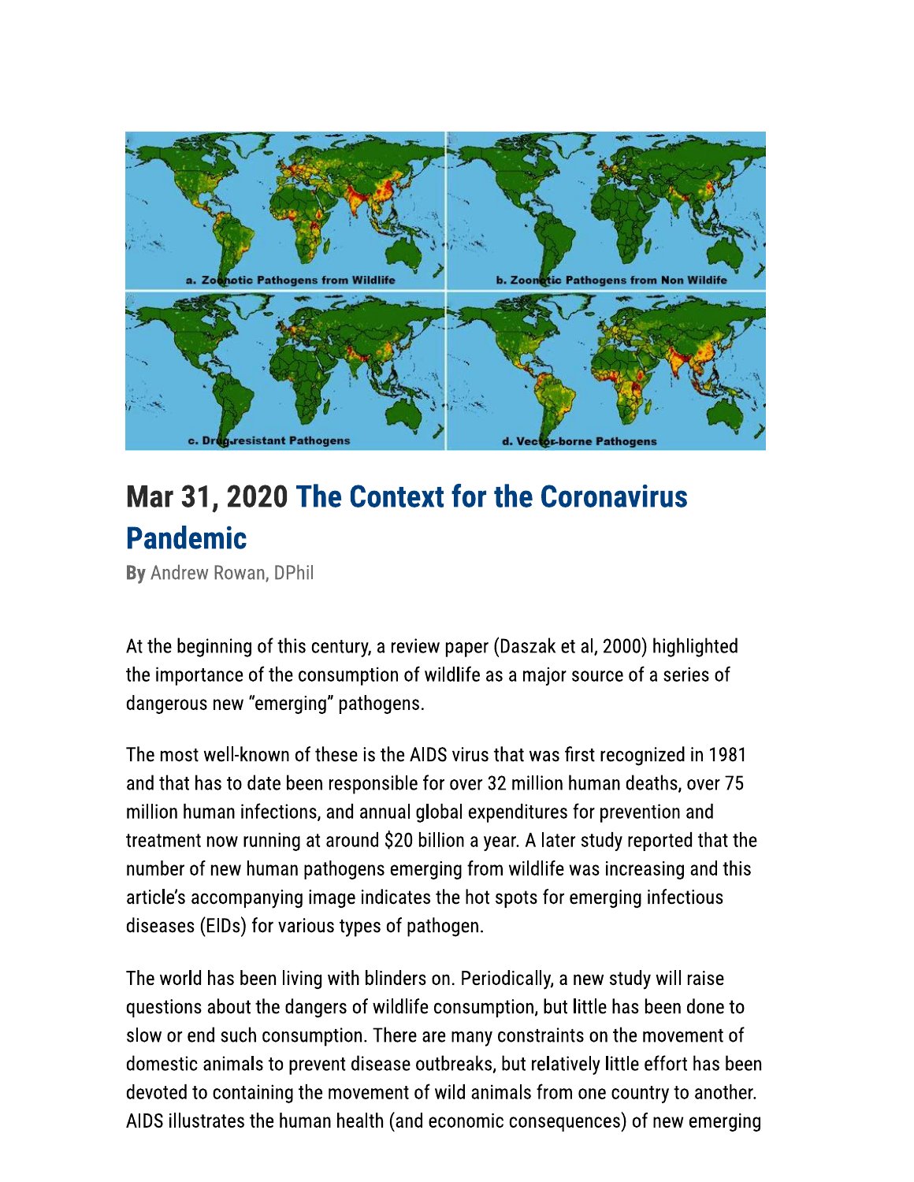## Mar 31, 2020 The Context for the Coronavirus Pandemic

**By** Andrew Rowan, DPhil

At the beginning of this century, a review paper (Daszak et al, 2000) highlighted the importance of the consumption of wildlife as a major source of a series of dangerous new "emerging" pathogens.

The most well-known of these is the AIDS virus that was first recognized in 1981 and that has to date been responsible for over 32 million human deaths, over 75 million human infections, and annual global expenditures for prevention and treatment now running at around $20 billion a year. A later study reported that the number of new human pathogens emerging from wildlife was increasing and this article's accompanying image indicates the hot spots for emerging infectious diseases (EIDs) for various types of pathogen.

The world has been living with blinders on. Periodically, a new study will raise questions about the dangers of wildlife consumption, but little has been done to slow or end such consumption. There are many constraints on the movement of domestic animals to prevent disease outbreaks, but relatively little effort has been devoted to containing the movement of wild animals from one country to another. AIDS illustrates the human health (and economic consequences) of new emerging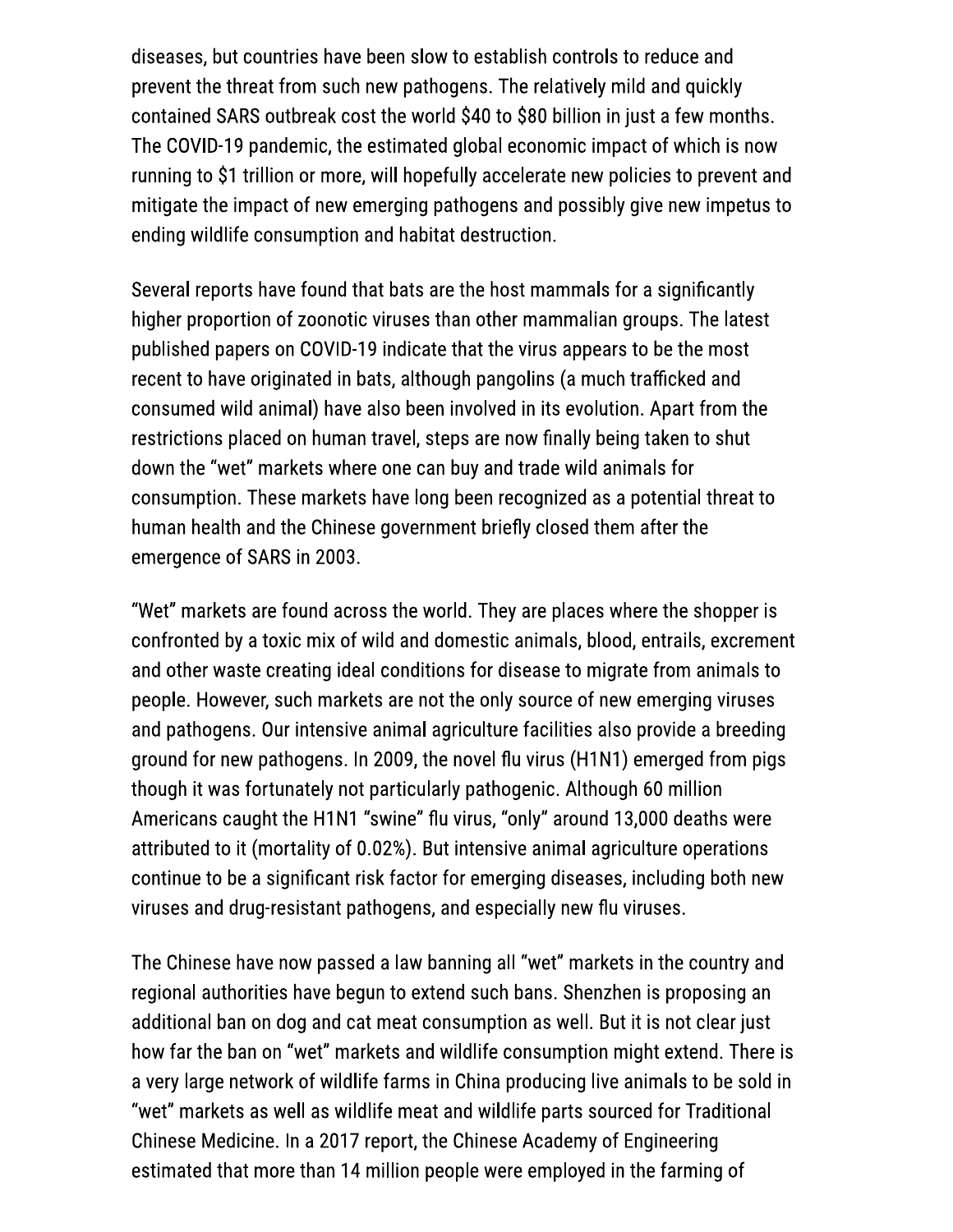diseases, but countries have been slow to establish controls to reduce and prevent the threat from such new pathogens. The relatively mild and quickly contained SARS outbreak cost the world \$40 to \$80 billion in just a few months. The COVID-19 pandemic, the estimated global economic impact of which is now running to \$1 trillion or more, will hopefully accelerate new policies to prevent and mitigate the impact of new emerging pathogens and possibly give new impetus to ending wildlife consumption and habitat destruction.

Several reports have found that bats are the host mammals for a significantly higher proportion of zoonotic viruses than other mammalian groups. The latest published papers on COVID-19 indicate that the virus appears to be the most recent to have originated in bats, although pangolins (a much trafficked and consumed wild animal) have also been involved in its evolution. Apart from the restrictions placed on human travel, steps are now finally being taken to shut down the "wet" markets where one can buy and trade wild animals for consumption. These markets have long been recognized as a potential threat to human health and the Chinese government briefly closed them after the emergence of SARS in 2003.

"Wet" markets are found across the world. They are places where the shopper is confronted by a toxic mix of wild and domestic animals, blood, entrails, excrement and other waste creating ideal conditions for disease to migrate from animals to people. However, such markets are not the only source of new emerging viruses and pathogens. Our intensive animal agriculture facilities also provide a breeding ground for new pathogens. In 2009, the novel flu virus (H1N1) emerged from pigs though it was fortunately not particularly pathogenic. Although 60 million Americans caught the H1N1 "swine" flu virus, "only" around 13,000 deaths were attributed to it (mortality of 0.02%). But intensive animal agriculture operations continue to be a significant risk factor for emerging diseases, including both new viruses and drug-resistant pathogens, and especially new flu viruses.

The Chinese have now passed a law banning all "wet" markets in the country and regional authorities have begun to extend such bans. Shenzhen is proposing an additional ban on dog and cat meat consumption as well. But it is not clear just how far the ban on "wet" markets and wildlife consumption might extend. There is a very large network of wildlife farms in China producing live animals to be sold in "wet" markets as well as wildlife meat and wildlife parts sourced for Traditional Chinese Medicine. In a 2017 report, the Chinese Academy of Engineering estimated that more than 14 million people were employed in the farming of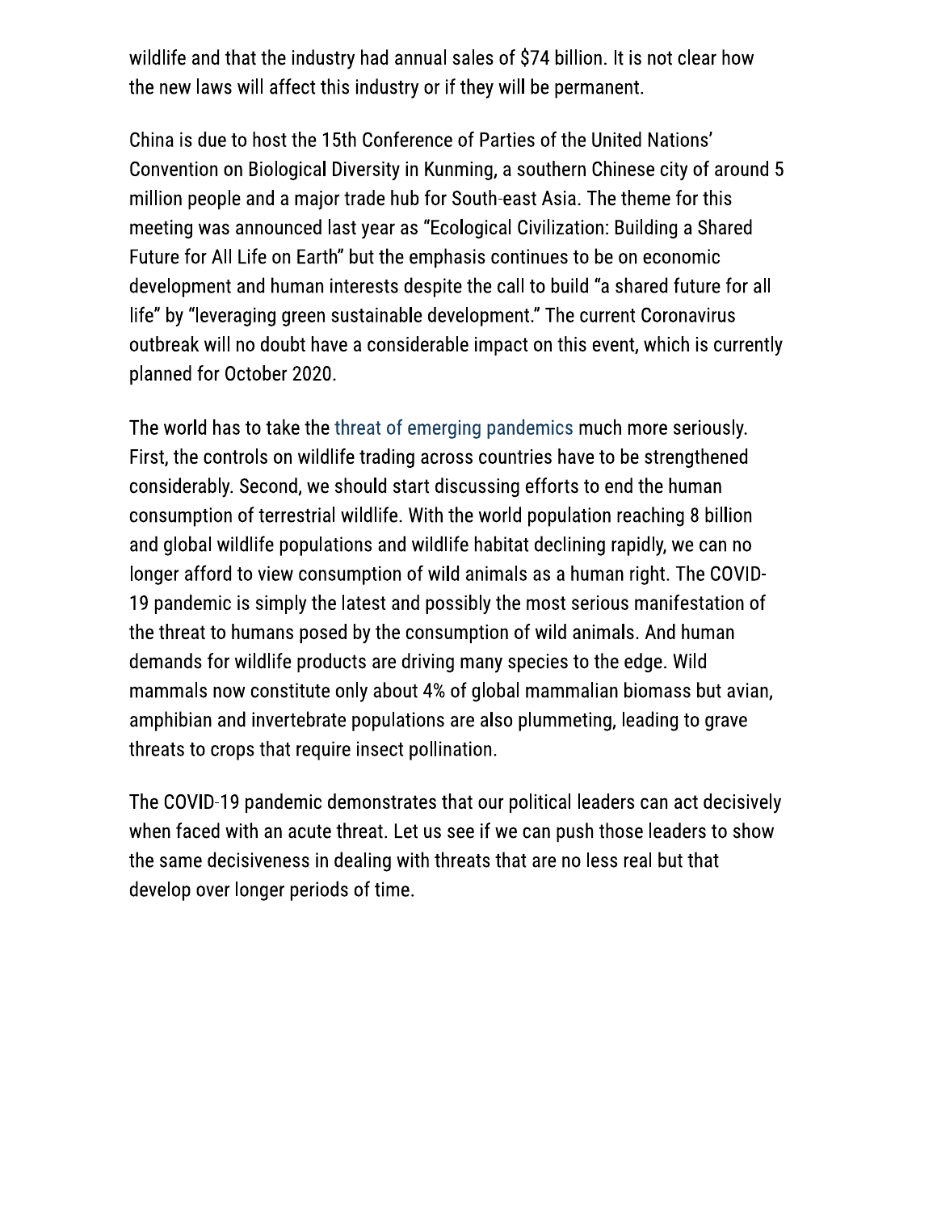wildlife and that the industry had annual sales of $74 billion. It is not clear how the new laws will affect this industry or if they will be permanent.

China is due to host the 15th Conference of Parties of the United Nations' Convention on Biological Diversity in Kunming, a southern Chinese city of around 5 million people and a major trade hub for South-east Asia. The theme for this meeting was announced last year as "Ecological Civilization: Building a Shared Future for All Life on Earth" but the emphasis continues to be on economic development and human interests despite the call to build "a shared future for all life" by "leveraging green sustainable development." The current Coronavirus outbreak will no doubt have a considerable impact on this event, which is currently planned for October 2020.

The world has to take the threat of emerging pandemics much more seriously. First, the controls on wildlife trading across countries have to be strengthened considerably. Second, we should start discussing efforts to end the human consumption of terrestrial wildlife. With the world population reaching 8 billion and global wildlife populations and wildlife habitat declining rapidly, we can no longer afford to view consumption of wild animals as a human right. The COVID-19 pandemic is simply the latest and possibly the most serious manifestation of the threat to humans posed by the consumption of wild animals. And human demands for wildlife products are driving many species to the edge. Wild mammals now constitute only about 4% of global mammalian biomass but avian, amphibian and invertebrate populations are also plummeting, leading to grave threats to crops that require insect pollination.

The COVID-19 pandemic demonstrates that our political leaders can act decisively when faced with an acute threat. Let us see if we can push those leaders to show the same decisiveness in dealing with threats that are no less real but that develop over longer periods of time.